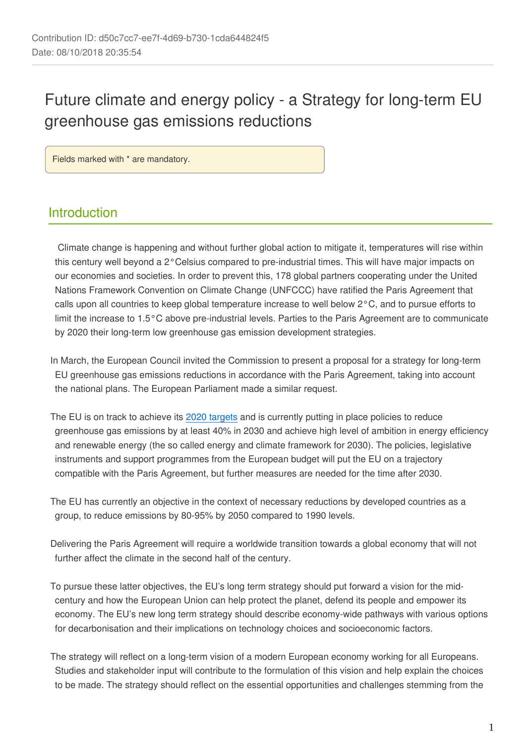Contribution ID: d50c7cc7-ee7f-4d69-b730-1cda644824f5
Date: 08/10/2018 20:35:54

# Future climate and energy policy - a Strategy for long-term EU greenhouse gas emissions reductions

Fields marked with * are mandatory.

## Introduction

Climate change is happening and without further global action to mitigate it, temperatures will rise within this century well beyond a 2°Celsius compared to pre-industrial times. This will have major impacts on our economies and societies. In order to prevent this, 178 global partners cooperating under the United Nations Framework Convention on Climate Change (UNFCCC) have ratified the Paris Agreement that calls upon all countries to keep global temperature increase to well below 2°C, and to pursue efforts to limit the increase to 1.5°C above pre-industrial levels. Parties to the Paris Agreement are to communicate by 2020 their long-term low greenhouse gas emission development strategies.

In March, the European Council invited the Commission to present a proposal for a strategy for long-term EU greenhouse gas emissions reductions in accordance with the Paris Agreement, taking into account the national plans. The European Parliament made a similar request.

The EU is on track to achieve its 2020 targets and is currently putting in place policies to reduce greenhouse gas emissions by at least 40% in 2030 and achieve high level of ambition in energy efficiency and renewable energy (the so called energy and climate framework for 2030). The policies, legislative instruments and support programmes from the European budget will put the EU on a trajectory compatible with the Paris Agreement, but further measures are needed for the time after 2030.

The EU has currently an objective in the context of necessary reductions by developed countries as a group, to reduce emissions by 80-95% by 2050 compared to 1990 levels.

Delivering the Paris Agreement will require a worldwide transition towards a global economy that will not further affect the climate in the second half of the century.

To pursue these latter objectives, the EU's long term strategy should put forward a vision for the mid-century and how the European Union can help protect the planet, defend its people and empower its economy. The EU's new long term strategy should describe economy-wide pathways with various options for decarbonisation and their implications on technology choices and socioeconomic factors.

The strategy will reflect on a long-term vision of a modern European economy working for all Europeans. Studies and stakeholder input will contribute to the formulation of this vision and help explain the choices to be made. The strategy should reflect on the essential opportunities and challenges stemming from the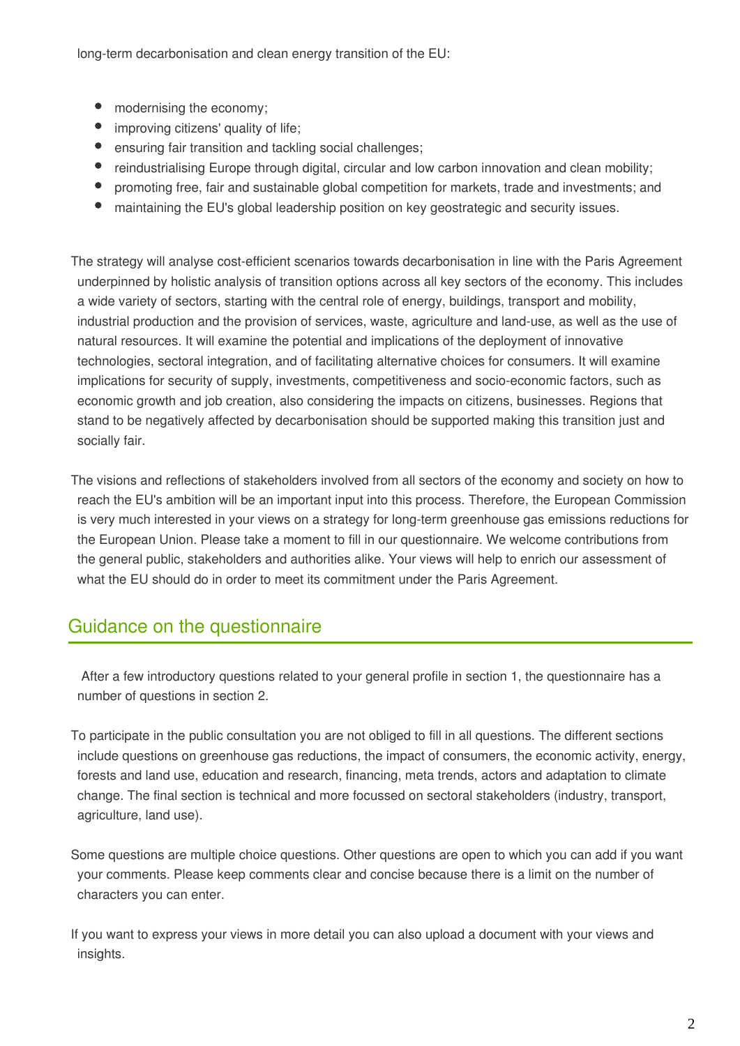long-term decarbonisation and clean energy transition of the EU:

- modernising the economy;
- improving citizens' quality of life;
- ensuring fair transition and tackling social challenges;
- reindustrialising Europe through digital, circular and low carbon innovation and clean mobility;
- promoting free, fair and sustainable global competition for markets, trade and investments; and
- maintaining the EU's global leadership position on key geostrategic and security issues.

The strategy will analyse cost-efficient scenarios towards decarbonisation in line with the Paris Agreement underpinned by holistic analysis of transition options across all key sectors of the economy. This includes a wide variety of sectors, starting with the central role of energy, buildings, transport and mobility, industrial production and the provision of services, waste, agriculture and land-use, as well as the use of natural resources. It will examine the potential and implications of the deployment of innovative technologies, sectoral integration, and of facilitating alternative choices for consumers. It will examine implications for security of supply, investments, competitiveness and socio-economic factors, such as economic growth and job creation, also considering the impacts on citizens, businesses. Regions that stand to be negatively affected by decarbonisation should be supported making this transition just and socially fair.

The visions and reflections of stakeholders involved from all sectors of the economy and society on how to reach the EU's ambition will be an important input into this process. Therefore, the European Commission is very much interested in your views on a strategy for long-term greenhouse gas emissions reductions for the European Union. Please take a moment to fill in our questionnaire. We welcome contributions from the general public, stakeholders and authorities alike. Your views will help to enrich our assessment of what the EU should do in order to meet its commitment under the Paris Agreement.

## Guidance on the questionnaire

After a few introductory questions related to your general profile in section 1, the questionnaire has a number of questions in section 2.

To participate in the public consultation you are not obliged to fill in all questions. The different sections include questions on greenhouse gas reductions, the impact of consumers, the economic activity, energy, forests and land use, education and research, financing, meta trends, actors and adaptation to climate change. The final section is technical and more focussed on sectoral stakeholders (industry, transport, agriculture, land use).

Some questions are multiple choice questions. Other questions are open to which you can add if you want your comments. Please keep comments clear and concise because there is a limit on the number of characters you can enter.

If you want to express your views in more detail you can also upload a document with your views and insights.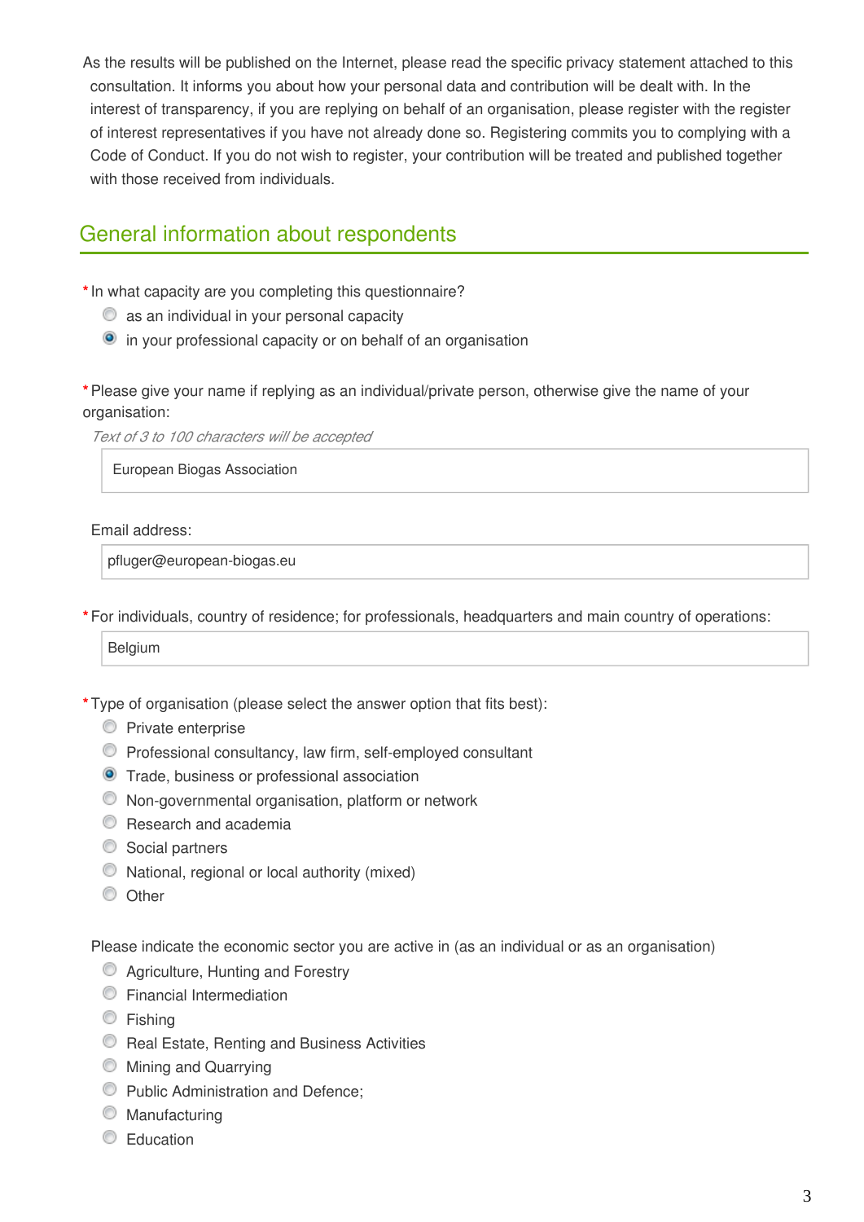As the results will be published on the Internet, please read the specific privacy statement attached to this consultation. It informs you about how your personal data and contribution will be dealt with. In the interest of transparency, if you are replying on behalf of an organisation, please register with the register of interest representatives if you have not already done so. Registering commits you to complying with a Code of Conduct. If you do not wish to register, your contribution will be treated and published together with those received from individuals.

## General information about respondents

*In what capacity are you completing this questionnaire?

- ○ as an individual in your personal capacity
- ● in your professional capacity or on behalf of an organisation

*Please give your name if replying as an individual/private person, otherwise give the name of your organisation:

*Text of 3 to 100 characters will be accepted*

European Biogas Association

Email address:

pfluger@european-biogas.eu

*For individuals, country of residence; for professionals, headquarters and main country of operations:

Belgium

*Type of organisation (please select the answer option that fits best):

- ○ Private enterprise
- ○ Professional consultancy, law firm, self-employed consultant
- ● Trade, business or professional association
- ○ Non-governmental organisation, platform or network
- ○ Research and academia
- ○ Social partners
- ○ National, regional or local authority (mixed)
- ○ Other

Please indicate the economic sector you are active in (as an individual or as an organisation)

- ○ Agriculture, Hunting and Forestry
- ○ Financial Intermediation
- ○ Fishing
- ○ Real Estate, Renting and Business Activities
- ○ Mining and Quarrying
- ○ Public Administration and Defence;
- ○ Manufacturing
- ○ Education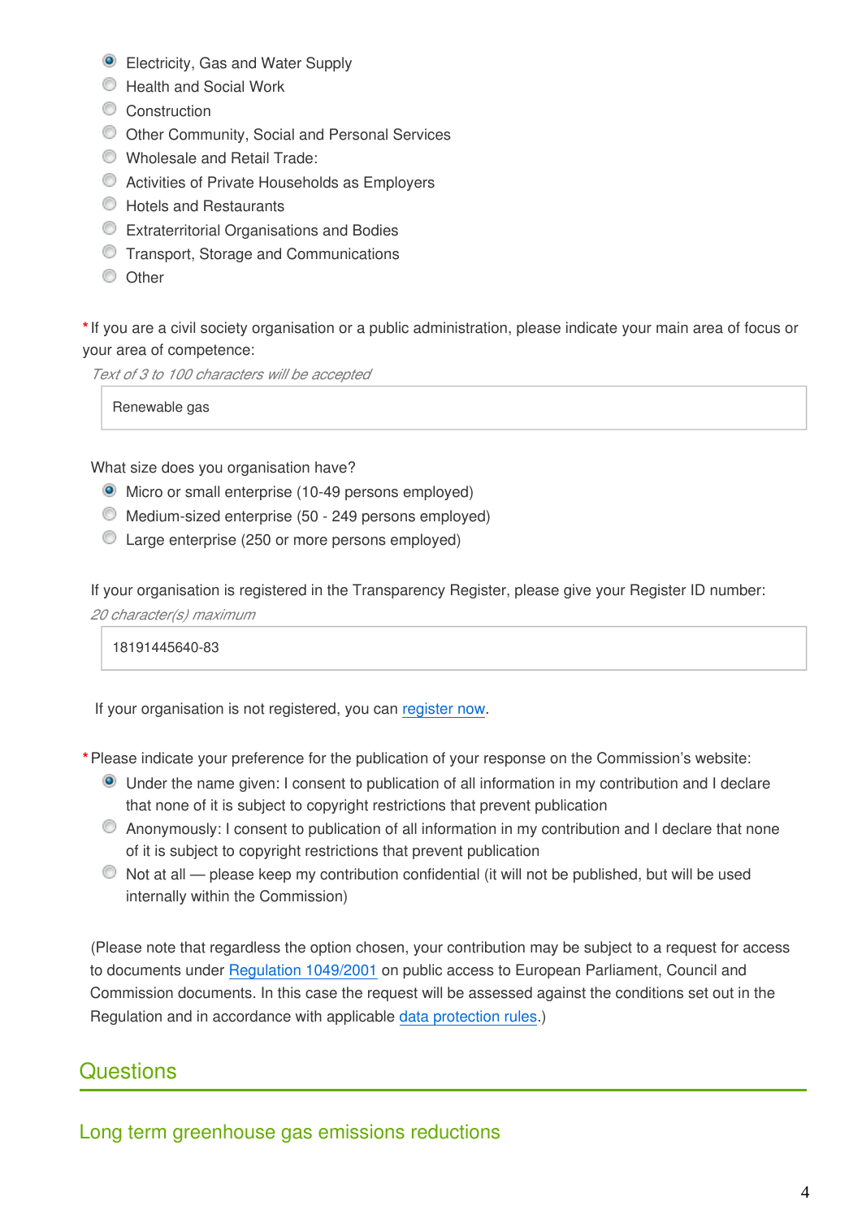- (x) Electricity, Gas and Water Supply
- ( ) Health and Social Work
- ( ) Construction
- ( ) Other Community, Social and Personal Services
- ( ) Wholesale and Retail Trade:
- ( ) Activities of Private Households as Employers
- ( ) Hotels and Restaurants
- ( ) Extraterritorial Organisations and Bodies
- ( ) Transport, Storage and Communications
- ( ) Other

\* If you are a civil society organisation or a public administration, please indicate your main area of focus or your area of competence:

*Text of 3 to 100 characters will be accepted*

Renewable gas

What size does you organisation have?

- (x) Micro or small enterprise (10-49 persons employed)
- ( ) Medium-sized enterprise (50 - 249 persons employed)
- ( ) Large enterprise (250 or more persons employed)

If your organisation is registered in the Transparency Register, please give your Register ID number:

*20 character(s) maximum*

18191445640-83

If your organisation is not registered, you can register now.

\* Please indicate your preference for the publication of your response on the Commission's website:

- (x) Under the name given: I consent to publication of all information in my contribution and I declare that none of it is subject to copyright restrictions that prevent publication
- ( ) Anonymously: I consent to publication of all information in my contribution and I declare that none of it is subject to copyright restrictions that prevent publication
- ( ) Not at all — please keep my contribution confidential (it will not be published, but will be used internally within the Commission)

(Please note that regardless the option chosen, your contribution may be subject to a request for access to documents under Regulation 1049/2001 on public access to European Parliament, Council and Commission documents. In this case the request will be assessed against the conditions set out in the Regulation and in accordance with applicable data protection rules.)

## Questions

### Long term greenhouse gas emissions reductions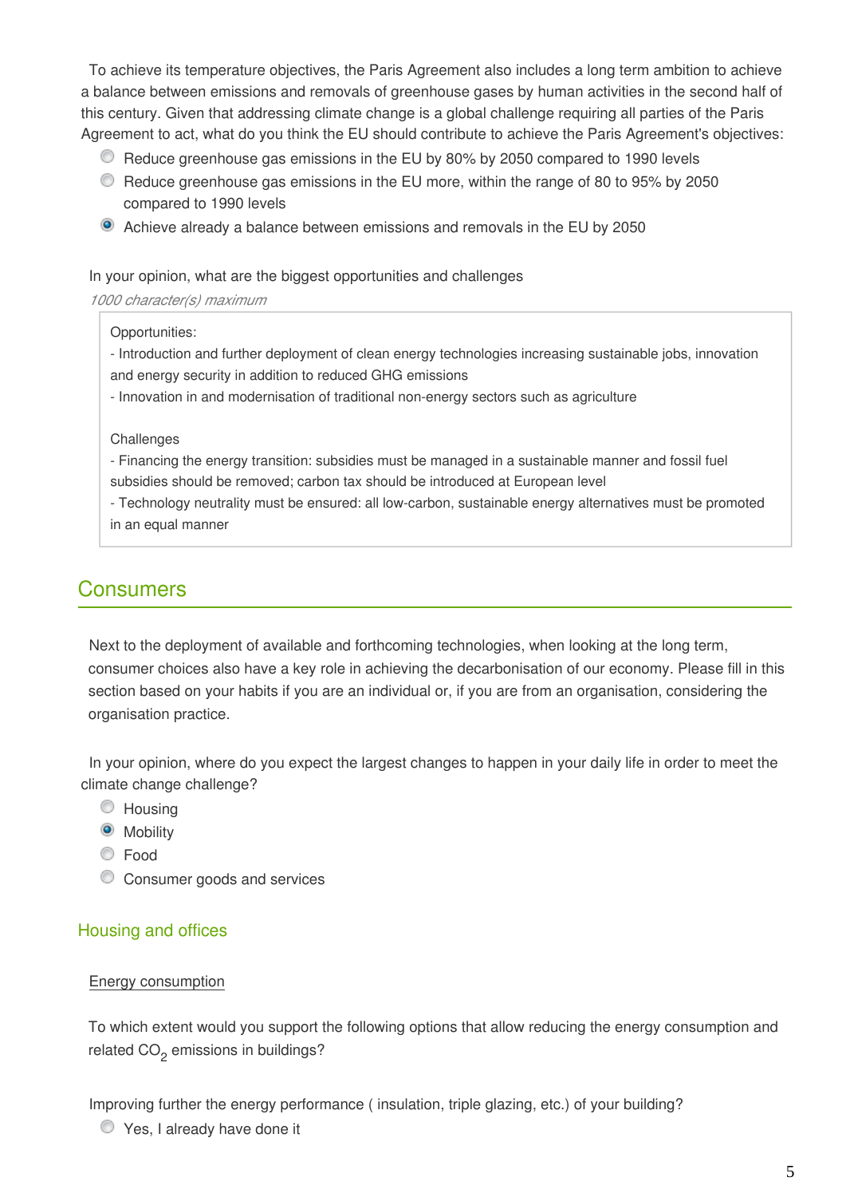To achieve its temperature objectives, the Paris Agreement also includes a long term ambition to achieve a balance between emissions and removals of greenhouse gases by human activities in the second half of this century. Given that addressing climate change is a global challenge requiring all parties of the Paris Agreement to act, what do you think the EU should contribute to achieve the Paris Agreement's objectives:

- ○ Reduce greenhouse gas emissions in the EU by 80% by 2050 compared to 1990 levels
- ○ Reduce greenhouse gas emissions in the EU more, within the range of 80 to 95% by 2050 compared to 1990 levels
- ◉ Achieve already a balance between emissions and removals in the EU by 2050

In your opinion, what are the biggest opportunities and challenges

*1000 character(s) maximum*

Opportunities:
- Introduction and further deployment of clean energy technologies increasing sustainable jobs, innovation and energy security in addition to reduced GHG emissions
- Innovation in and modernisation of traditional non-energy sectors such as agriculture

Challenges
- Financing the energy transition: subsidies must be managed in a sustainable manner and fossil fuel subsidies should be removed; carbon tax should be introduced at European level
- Technology neutrality must be ensured: all low-carbon, sustainable energy alternatives must be promoted in an equal manner

## Consumers

Next to the deployment of available and forthcoming technologies, when looking at the long term, consumer choices also have a key role in achieving the decarbonisation of our economy. Please fill in this section based on your habits if you are an individual or, if you are from an organisation, considering the organisation practice.

In your opinion, where do you expect the largest changes to happen in your daily life in order to meet the climate change challenge?

- ○ Housing
- ◉ Mobility
- ○ Food
- ○ Consumer goods and services

### Housing and offices

Energy consumption

To which extent would you support the following options that allow reducing the energy consumption and related $CO_2$ emissions in buildings?

Improving further the energy performance ( insulation, triple glazing, etc.) of your building?

- ○ Yes, I already have done it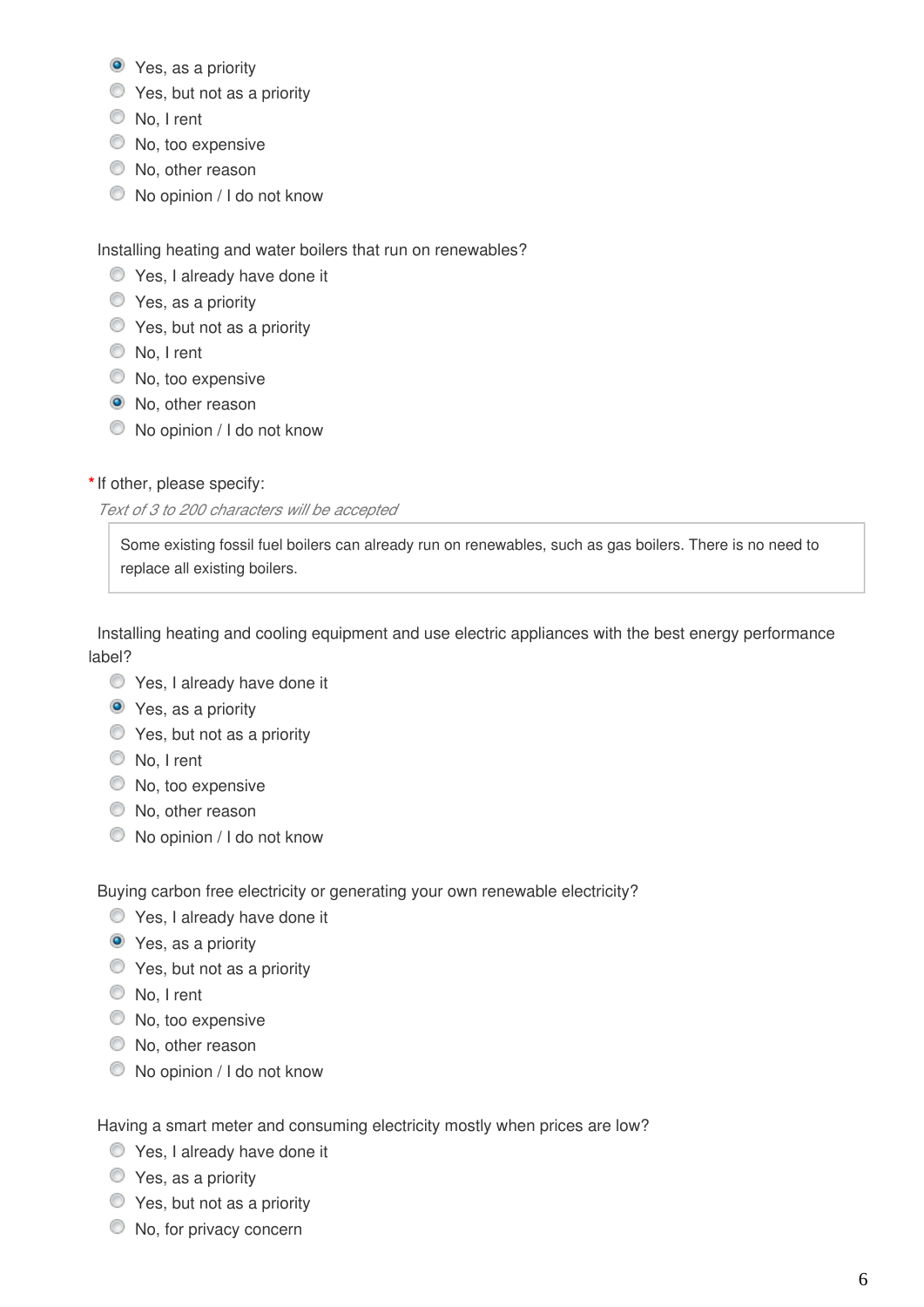- (x) Yes, as a priority
- ( ) Yes, but not as a priority
- ( ) No, I rent
- ( ) No, too expensive
- ( ) No, other reason
- ( ) No opinion / I do not know

Installing heating and water boilers that run on renewables?

- ( ) Yes, I already have done it
- ( ) Yes, as a priority
- ( ) Yes, but not as a priority
- ( ) No, I rent
- ( ) No, too expensive
- (x) No, other reason
- ( ) No opinion / I do not know

*If other, please specify:

*Text of 3 to 200 characters will be accepted*

> Some existing fossil fuel boilers can already run on renewables, such as gas boilers. There is no need to replace all existing boilers.

Installing heating and cooling equipment and use electric appliances with the best energy performance label?

- ( ) Yes, I already have done it
- (x) Yes, as a priority
- ( ) Yes, but not as a priority
- ( ) No, I rent
- ( ) No, too expensive
- ( ) No, other reason
- ( ) No opinion / I do not know

Buying carbon free electricity or generating your own renewable electricity?

- ( ) Yes, I already have done it
- (x) Yes, as a priority
- ( ) Yes, but not as a priority
- ( ) No, I rent
- ( ) No, too expensive
- ( ) No, other reason
- ( ) No opinion / I do not know

Having a smart meter and consuming electricity mostly when prices are low?

- ( ) Yes, I already have done it
- ( ) Yes, as a priority
- ( ) Yes, but not as a priority
- ( ) No, for privacy concern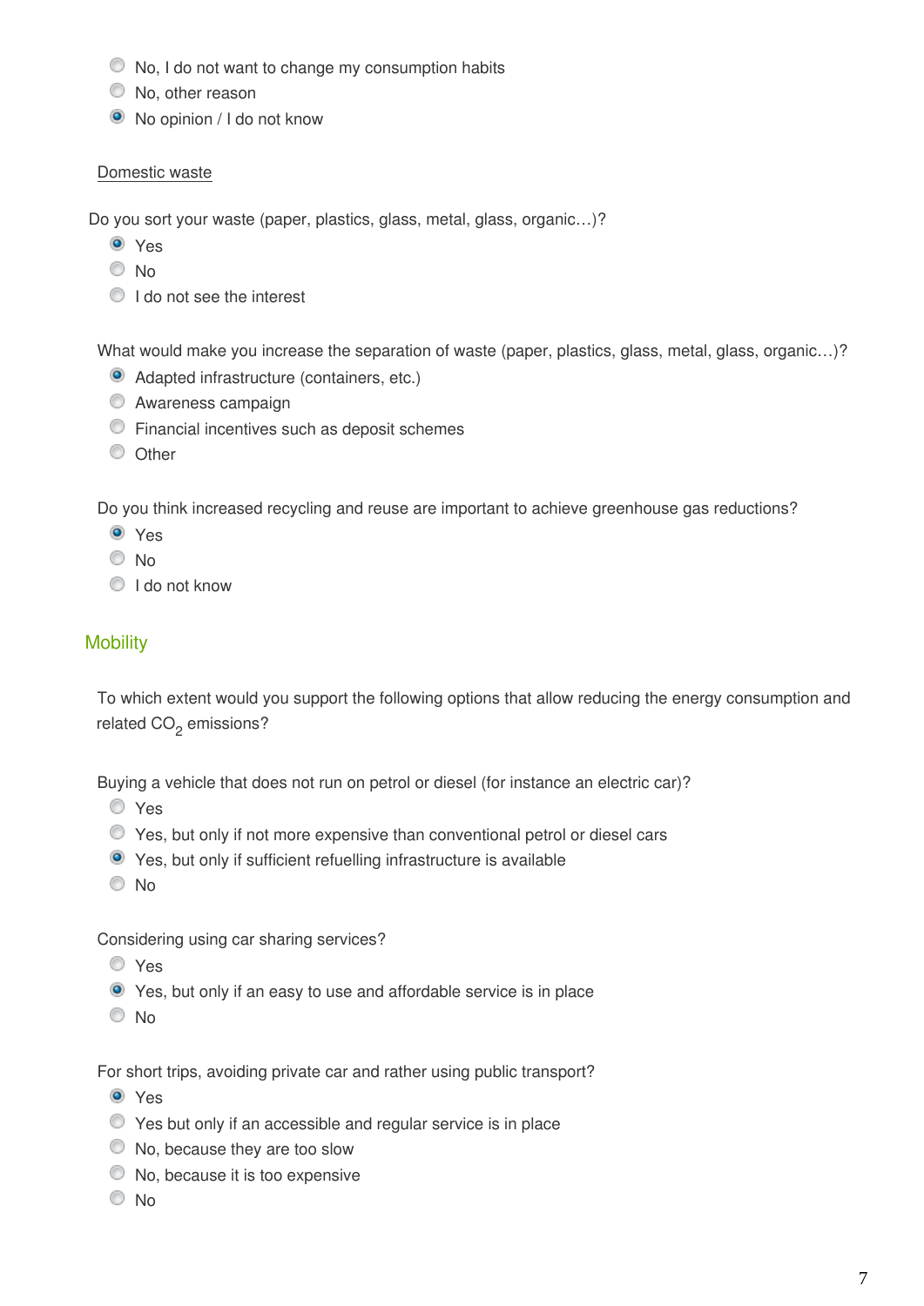- No, I do not want to change my consumption habits
- No, other reason
- [x] No opinion / I do not know

Domestic waste

Do you sort your waste (paper, plastics, glass, metal, glass, organic…)?

- [x] Yes
- No
- I do not see the interest

What would make you increase the separation of waste (paper, plastics, glass, metal, glass, organic…)?

- [x] Adapted infrastructure (containers, etc.)
- Awareness campaign
- Financial incentives such as deposit schemes
- Other

Do you think increased recycling and reuse are important to achieve greenhouse gas reductions?

- [x] Yes
- No
- I do not know

## Mobility

To which extent would you support the following options that allow reducing the energy consumption and related $CO_2$ emissions?

Buying a vehicle that does not run on petrol or diesel (for instance an electric car)?

- Yes
- Yes, but only if not more expensive than conventional petrol or diesel cars
- [x] Yes, but only if sufficient refuelling infrastructure is available
- No

Considering using car sharing services?

- Yes
- [x] Yes, but only if an easy to use and affordable service is in place
- No

For short trips, avoiding private car and rather using public transport?

- [x] Yes
- Yes but only if an accessible and regular service is in place
- No, because they are too slow
- No, because it is too expensive
- No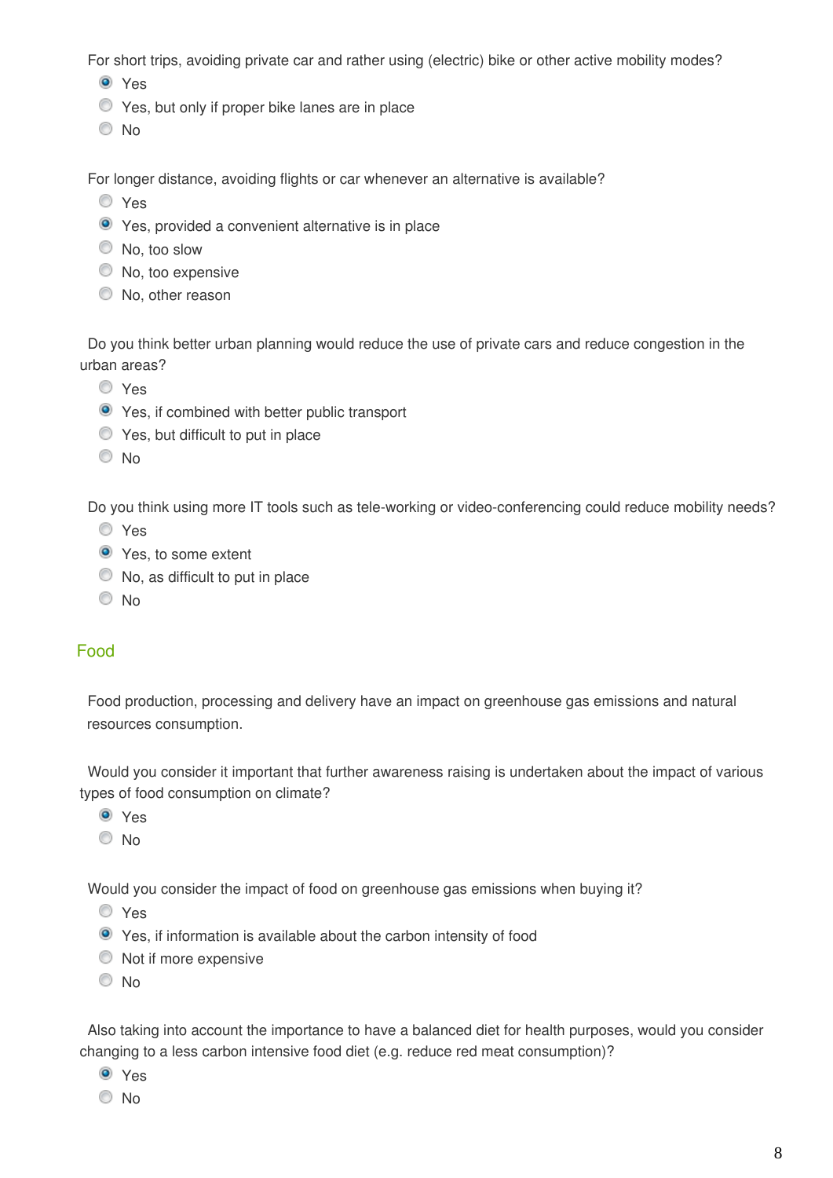For short trips, avoiding private car and rather using (electric) bike or other active mobility modes?

- (x) Yes
- ( ) Yes, but only if proper bike lanes are in place
- ( ) No

For longer distance, avoiding flights or car whenever an alternative is available?

- ( ) Yes
- (x) Yes, provided a convenient alternative is in place
- ( ) No, too slow
- ( ) No, too expensive
- ( ) No, other reason

Do you think better urban planning would reduce the use of private cars and reduce congestion in the urban areas?

- ( ) Yes
- (x) Yes, if combined with better public transport
- ( ) Yes, but difficult to put in place
- ( ) No

Do you think using more IT tools such as tele-working or video-conferencing could reduce mobility needs?

- ( ) Yes
- (x) Yes, to some extent
- ( ) No, as difficult to put in place
- ( ) No

## Food

Food production, processing and delivery have an impact on greenhouse gas emissions and natural resources consumption.

Would you consider it important that further awareness raising is undertaken about the impact of various types of food consumption on climate?

- (x) Yes
- ( ) No

Would you consider the impact of food on greenhouse gas emissions when buying it?

- ( ) Yes
- (x) Yes, if information is available about the carbon intensity of food
- ( ) Not if more expensive
- ( ) No

Also taking into account the importance to have a balanced diet for health purposes, would you consider changing to a less carbon intensive food diet (e.g. reduce red meat consumption)?

- (x) Yes
- ( ) No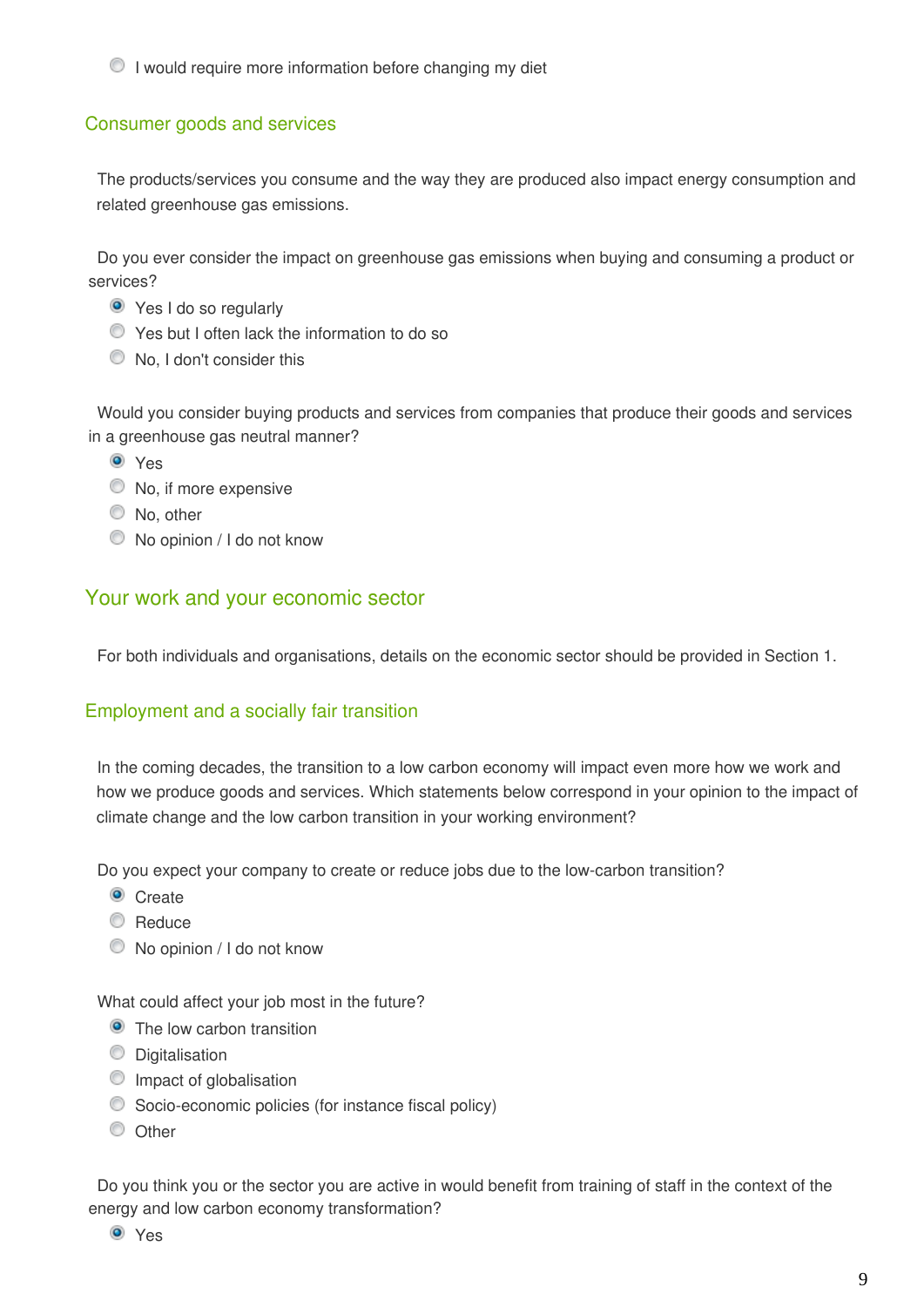- ( ) I would require more information before changing my diet

### Consumer goods and services

The products/services you consume and the way they are produced also impact energy consumption and related greenhouse gas emissions.

Do you ever consider the impact on greenhouse gas emissions when buying and consuming a product or services?

- (•) Yes I do so regularly
- ( ) Yes but I often lack the information to do so
- ( ) No, I don't consider this

Would you consider buying products and services from companies that produce their goods and services in a greenhouse gas neutral manner?

- (•) Yes
- ( ) No, if more expensive
- ( ) No, other
- ( ) No opinion / I do not know

## Your work and your economic sector

For both individuals and organisations, details on the economic sector should be provided in Section 1.

### Employment and a socially fair transition

In the coming decades, the transition to a low carbon economy will impact even more how we work and how we produce goods and services. Which statements below correspond in your opinion to the impact of climate change and the low carbon transition in your working environment?

Do you expect your company to create or reduce jobs due to the low-carbon transition?

- (•) Create
- ( ) Reduce
- ( ) No opinion / I do not know

What could affect your job most in the future?

- (•) The low carbon transition
- ( ) Digitalisation
- ( ) Impact of globalisation
- ( ) Socio-economic policies (for instance fiscal policy)
- ( ) Other

Do you think you or the sector you are active in would benefit from training of staff in the context of the energy and low carbon economy transformation?

- (•) Yes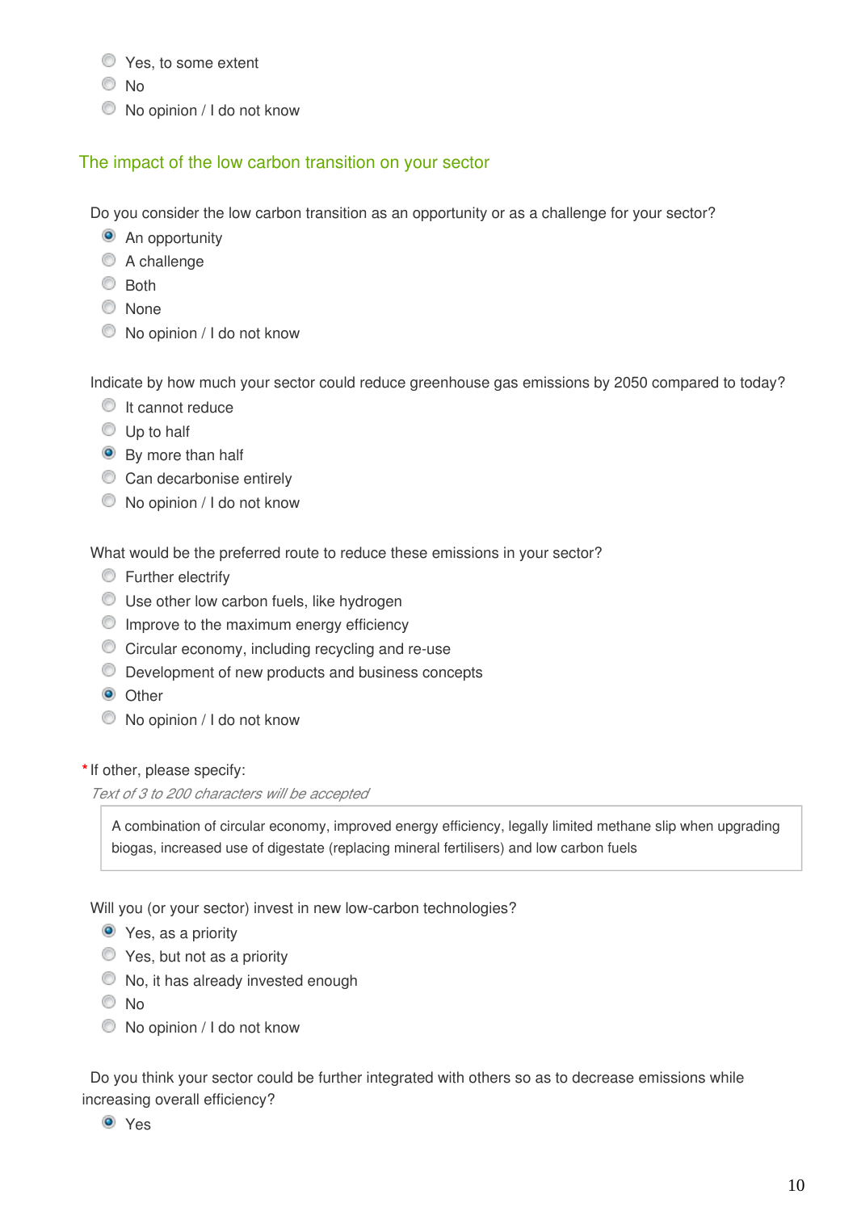- Yes, to some extent
- No
- No opinion / I do not know

## The impact of the low carbon transition on your sector

Do you consider the low carbon transition as an opportunity or as a challenge for your sector?

- (x) An opportunity
- A challenge
- Both
- None
- No opinion / I do not know

Indicate by how much your sector could reduce greenhouse gas emissions by 2050 compared to today?

- It cannot reduce
- Up to half
- (x) By more than half
- Can decarbonise entirely
- No opinion / I do not know

What would be the preferred route to reduce these emissions in your sector?

- Further electrify
- Use other low carbon fuels, like hydrogen
- Improve to the maximum energy efficiency
- Circular economy, including recycling and re-use
- Development of new products and business concepts
- (x) Other
- No opinion / I do not know

*If other, please specify:

*Text of 3 to 200 characters will be accepted*

> A combination of circular economy, improved energy efficiency, legally limited methane slip when upgrading biogas, increased use of digestate (replacing mineral fertilisers) and low carbon fuels

Will you (or your sector) invest in new low-carbon technologies?

- (x) Yes, as a priority
- Yes, but not as a priority
- No, it has already invested enough
- No
- No opinion / I do not know

Do you think your sector could be further integrated with others so as to decrease emissions while increasing overall efficiency?

- (x) Yes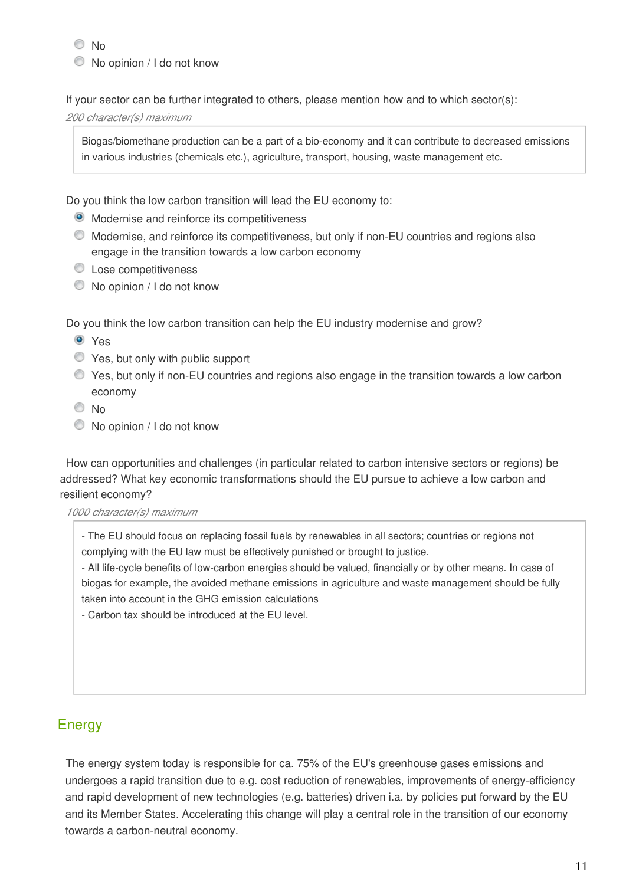- No
- No opinion / I do not know

If your sector can be further integrated to others, please mention how and to which sector(s):

*200 character(s) maximum*

> Biogas/biomethane production can be a part of a bio-economy and it can contribute to decreased emissions in various industries (chemicals etc.), agriculture, transport, housing, waste management etc.

Do you think the low carbon transition will lead the EU economy to:

- [x] Modernise and reinforce its competitiveness
- [ ] Modernise, and reinforce its competitiveness, but only if non-EU countries and regions also engage in the transition towards a low carbon economy
- [ ] Lose competitiveness
- [ ] No opinion / I do not know

Do you think the low carbon transition can help the EU industry modernise and grow?

- [x] Yes
- [ ] Yes, but only with public support
- [ ] Yes, but only if non-EU countries and regions also engage in the transition towards a low carbon economy
- [ ] No
- [ ] No opinion / I do not know

How can opportunities and challenges (in particular related to carbon intensive sectors or regions) be addressed? What key economic transformations should the EU pursue to achieve a low carbon and resilient economy?

*1000 character(s) maximum*

> - The EU should focus on replacing fossil fuels by renewables in all sectors; countries or regions not complying with the EU law must be effectively punished or brought to justice.
> - All life-cycle benefits of low-carbon energies should be valued, financially or by other means. In case of biogas for example, the avoided methane emissions in agriculture and waste management should be fully taken into account in the GHG emission calculations
> - Carbon tax should be introduced at the EU level.

## Energy

The energy system today is responsible for ca. 75% of the EU's greenhouse gases emissions and undergoes a rapid transition due to e.g. cost reduction of renewables, improvements of energy-efficiency and rapid development of new technologies (e.g. batteries) driven i.a. by policies put forward by the EU and its Member States. Accelerating this change will play a central role in the transition of our economy towards a carbon-neutral economy.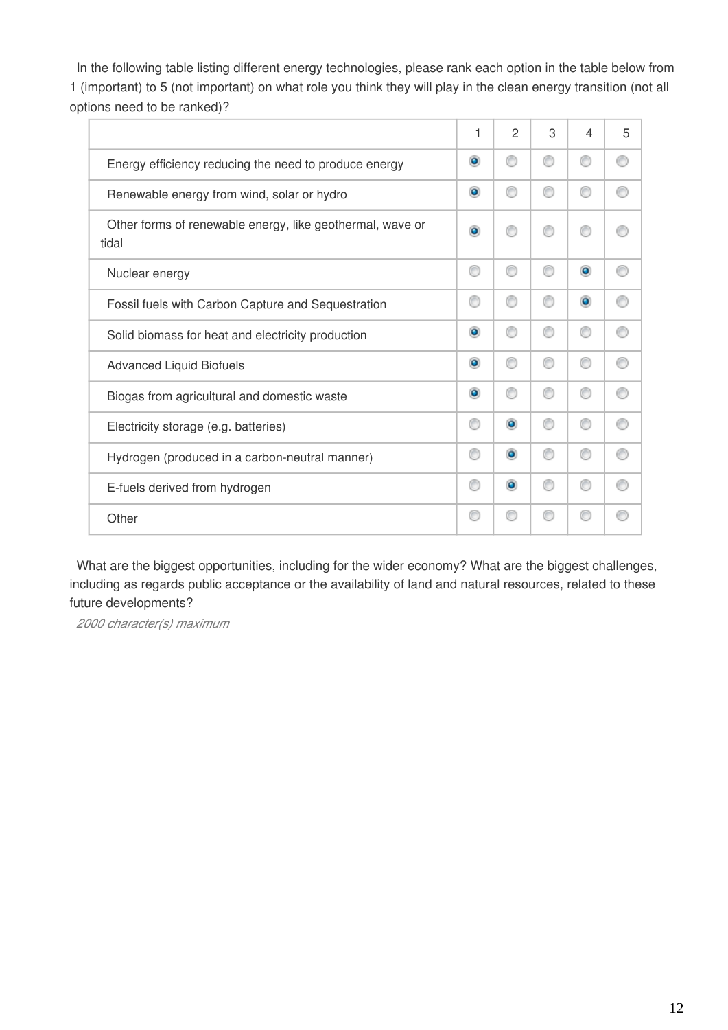In the following table listing different energy technologies, please rank each option in the table below from 1 (important) to 5 (not important) on what role you think they will play in the clean energy transition (not all options need to be ranked)?

| | 1 | 2 | 3 | 4 | 5 |
|---|---|---|---|---|---|
| Energy efficiency reducing the need to produce energy | ◉ | ○ | ○ | ○ | ○ |
| Renewable energy from wind, solar or hydro | ◉ | ○ | ○ | ○ | ○ |
| Other forms of renewable energy, like geothermal, wave or tidal | ◉ | ○ | ○ | ○ | ○ |
| Nuclear energy | ○ | ○ | ○ | ◉ | ○ |
| Fossil fuels with Carbon Capture and Sequestration | ○ | ○ | ○ | ◉ | ○ |
| Solid biomass for heat and electricity production | ◉ | ○ | ○ | ○ | ○ |
| Advanced Liquid Biofuels | ◉ | ○ | ○ | ○ | ○ |
| Biogas from agricultural and domestic waste | ◉ | ○ | ○ | ○ | ○ |
| Electricity storage (e.g. batteries) | ○ | ◉ | ○ | ○ | ○ |
| Hydrogen (produced in a carbon-neutral manner) | ○ | ◉ | ○ | ○ | ○ |
| E-fuels derived from hydrogen | ○ | ◉ | ○ | ○ | ○ |
| Other | ○ | ○ | ○ | ○ | ○ |

What are the biggest opportunities, including for the wider economy? What are the biggest challenges, including as regards public acceptance or the availability of land and natural resources, related to these future developments?

*2000 character(s) maximum*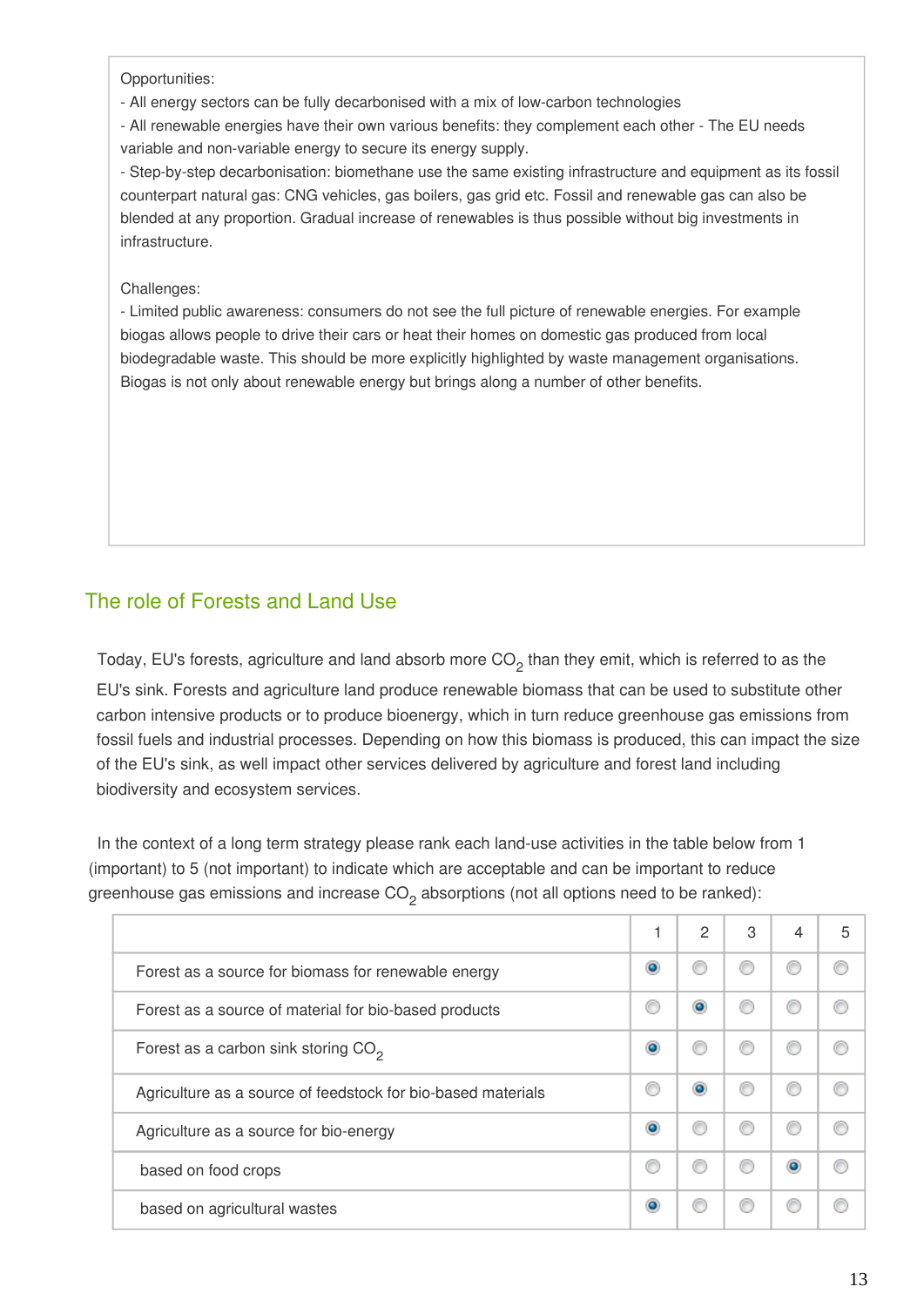Opportunities:
- All energy sectors can be fully decarbonised with a mix of low-carbon technologies
- All renewable energies have their own various benefits: they complement each other - The EU needs variable and non-variable energy to secure its energy supply.
- Step-by-step decarbonisation: biomethane use the same existing infrastructure and equipment as its fossil counterpart natural gas: CNG vehicles, gas boilers, gas grid etc. Fossil and renewable gas can also be blended at any proportion. Gradual increase of renewables is thus possible without big investments in infrastructure.

Challenges:
- Limited public awareness: consumers do not see the full picture of renewable energies. For example biogas allows people to drive their cars or heat their homes on domestic gas produced from local biodegradable waste. This should be more explicitly highlighted by waste management organisations. Biogas is not only about renewable energy but brings along a number of other benefits.

## The role of Forests and Land Use

Today, EU's forests, agriculture and land absorb more $CO_2$ than they emit, which is referred to as the EU's sink. Forests and agriculture land produce renewable biomass that can be used to substitute other carbon intensive products or to produce bioenergy, which in turn reduce greenhouse gas emissions from fossil fuels and industrial processes. Depending on how this biomass is produced, this can impact the size of the EU's sink, as well impact other services delivered by agriculture and forest land including biodiversity and ecosystem services.

In the context of a long term strategy please rank each land-use activities in the table below from 1 (important) to 5 (not important) to indicate which are acceptable and can be important to reduce greenhouse gas emissions and increase $CO_2$ absorptions (not all options need to be ranked):

| | 1 | 2 | 3 | 4 | 5 |
|---|---|---|---|---|---|
| Forest as a source for biomass for renewable energy | ● | ○ | ○ | ○ | ○ |
| Forest as a source of material for bio-based products | ○ | ● | ○ | ○ | ○ |
| Forest as a carbon sink storing $CO_2$ | ● | ○ | ○ | ○ | ○ |
| Agriculture as a source of feedstock for bio-based materials | ○ | ● | ○ | ○ | ○ |
| Agriculture as a source for bio-energy | ● | ○ | ○ | ○ | ○ |
| based on food crops | ○ | ○ | ○ | ● | ○ |
| based on agricultural wastes | ● | ○ | ○ | ○ | ○ |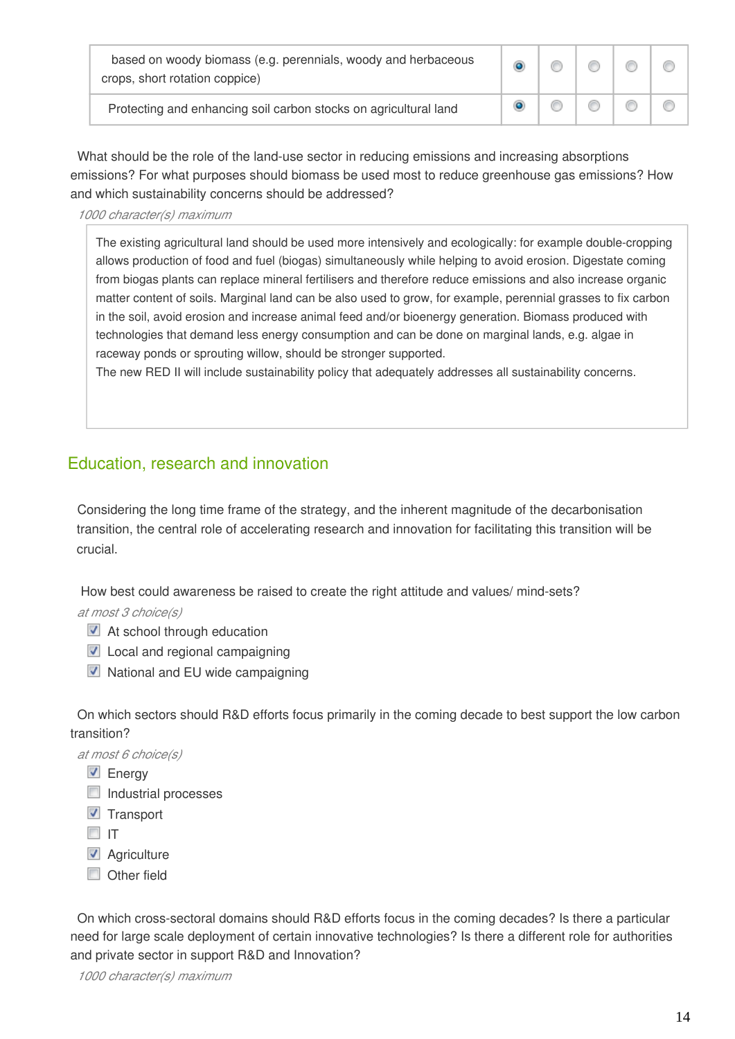| | | | | | |
|---|---|---|---|---|---|
| based on woody biomass (e.g. perennials, woody and herbaceous crops, short rotation coppice) | ◉ | ○ | ○ | ○ | ○ |
| Protecting and enhancing soil carbon stocks on agricultural land | ◉ | ○ | ○ | ○ | ○ |

What should be the role of the land-use sector in reducing emissions and increasing absorptions emissions? For what purposes should biomass be used most to reduce greenhouse gas emissions? How and which sustainability concerns should be addressed?

*1000 character(s) maximum*

The existing agricultural land should be used more intensively and ecologically: for example double-cropping allows production of food and fuel (biogas) simultaneously while helping to avoid erosion. Digestate coming from biogas plants can replace mineral fertilisers and therefore reduce emissions and also increase organic matter content of soils. Marginal land can be also used to grow, for example, perennial grasses to fix carbon in the soil, avoid erosion and increase animal feed and/or bioenergy generation. Biomass produced with technologies that demand less energy consumption and can be done on marginal lands, e.g. algae in raceway ponds or sprouting willow, should be stronger supported.
The new RED II will include sustainability policy that adequately addresses all sustainability concerns.

## Education, research and innovation

Considering the long time frame of the strategy, and the inherent magnitude of the decarbonisation transition, the central role of accelerating research and innovation for facilitating this transition will be crucial.

How best could awareness be raised to create the right attitude and values/ mind-sets?

*at most 3 choice(s)*

- [x] At school through education
- [x] Local and regional campaigning
- [x] National and EU wide campaigning

On which sectors should R&D efforts focus primarily in the coming decade to best support the low carbon transition?

*at most 6 choice(s)*

- [x] Energy
- [ ] Industrial processes
- [x] Transport
- [ ] IT
- [x] Agriculture
- [ ] Other field

On which cross-sectoral domains should R&D efforts focus in the coming decades? Is there a particular need for large scale deployment of certain innovative technologies? Is there a different role for authorities and private sector in support R&D and Innovation?

*1000 character(s) maximum*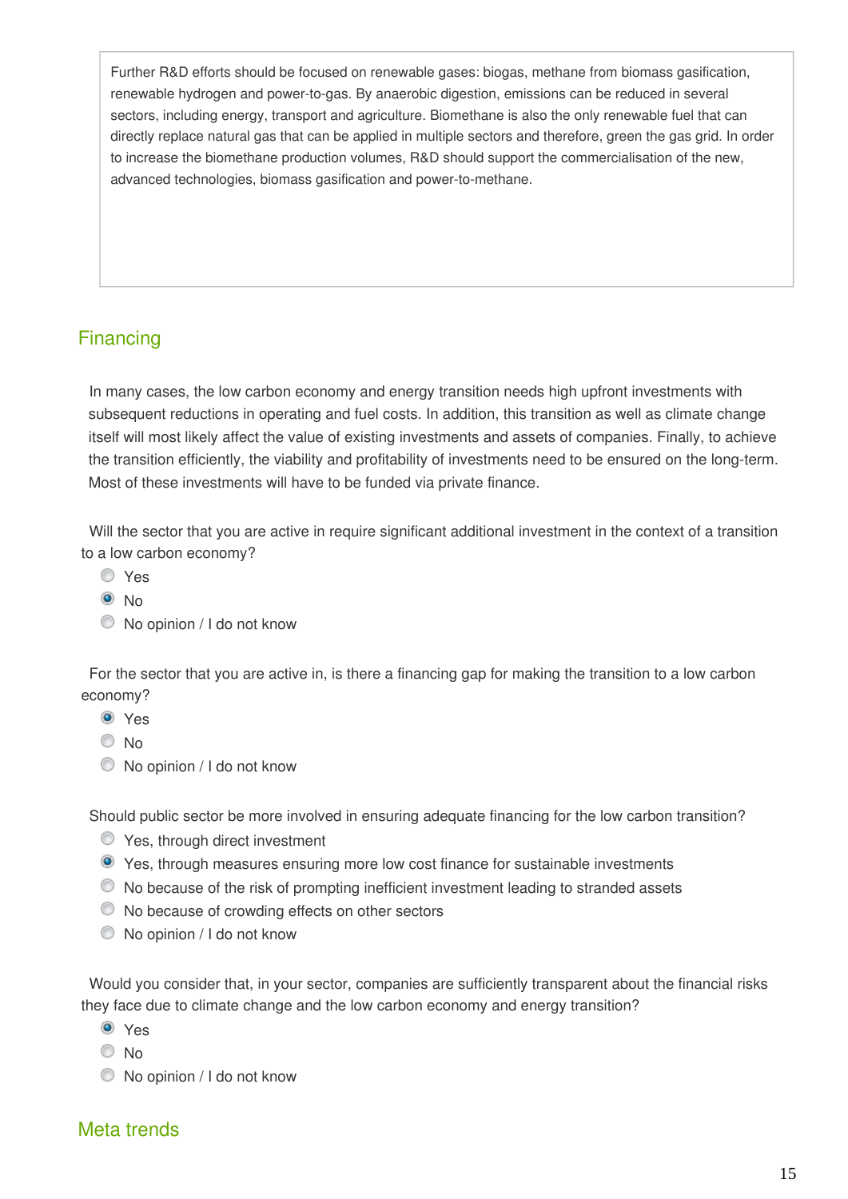Further R&D efforts should be focused on renewable gases: biogas, methane from biomass gasification, renewable hydrogen and power-to-gas. By anaerobic digestion, emissions can be reduced in several sectors, including energy, transport and agriculture. Biomethane is also the only renewable fuel that can directly replace natural gas that can be applied in multiple sectors and therefore, green the gas grid. In order to increase the biomethane production volumes, R&D should support the commercialisation of the new, advanced technologies, biomass gasification and power-to-methane.

## Financing

In many cases, the low carbon economy and energy transition needs high upfront investments with subsequent reductions in operating and fuel costs. In addition, this transition as well as climate change itself will most likely affect the value of existing investments and assets of companies. Finally, to achieve the transition efficiently, the viability and profitability of investments need to be ensured on the long-term. Most of these investments will have to be funded via private finance.

Will the sector that you are active in require significant additional investment in the context of a transition to a low carbon economy?

- ○ Yes
- ● No
- ○ No opinion / I do not know

For the sector that you are active in, is there a financing gap for making the transition to a low carbon economy?

- ● Yes
- ○ No
- ○ No opinion / I do not know

Should public sector be more involved in ensuring adequate financing for the low carbon transition?

- ○ Yes, through direct investment
- ● Yes, through measures ensuring more low cost finance for sustainable investments
- ○ No because of the risk of prompting inefficient investment leading to stranded assets
- ○ No because of crowding effects on other sectors
- ○ No opinion / I do not know

Would you consider that, in your sector, companies are sufficiently transparent about the financial risks they face due to climate change and the low carbon economy and energy transition?

- ● Yes
- ○ No
- ○ No opinion / I do not know

## Meta trends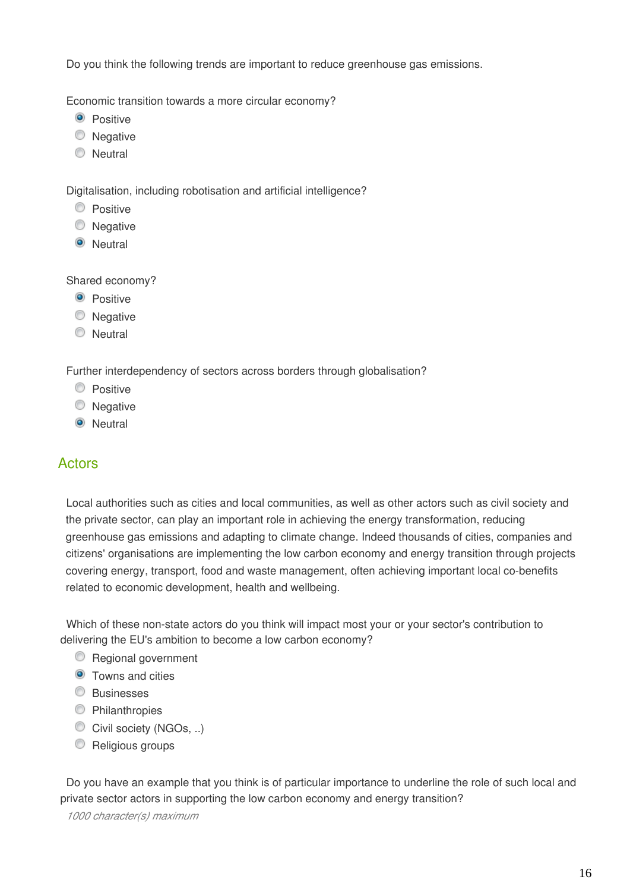Do you think the following trends are important to reduce greenhouse gas emissions.

Economic transition towards a more circular economy?

- (x) Positive
- ( ) Negative
- ( ) Neutral

Digitalisation, including robotisation and artificial intelligence?

- ( ) Positive
- ( ) Negative
- (x) Neutral

Shared economy?

- (x) Positive
- ( ) Negative
- ( ) Neutral

Further interdependency of sectors across borders through globalisation?

- ( ) Positive
- ( ) Negative
- (x) Neutral

## Actors

Local authorities such as cities and local communities, as well as other actors such as civil society and the private sector, can play an important role in achieving the energy transformation, reducing greenhouse gas emissions and adapting to climate change. Indeed thousands of cities, companies and citizens' organisations are implementing the low carbon economy and energy transition through projects covering energy, transport, food and waste management, often achieving important local co-benefits related to economic development, health and wellbeing.

Which of these non-state actors do you think will impact most your or your sector's contribution to delivering the EU's ambition to become a low carbon economy?

- ( ) Regional government
- (x) Towns and cities
- ( ) Businesses
- ( ) Philanthropies
- ( ) Civil society (NGOs, ..)
- ( ) Religious groups

Do you have an example that you think is of particular importance to underline the role of such local and private sector actors in supporting the low carbon economy and energy transition?

*1000 character(s) maximum*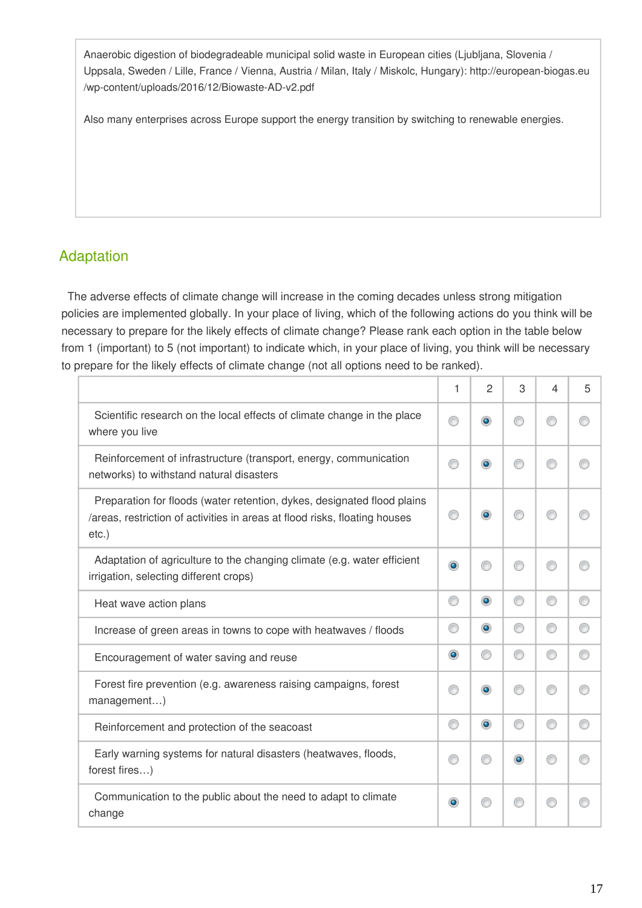Anaerobic digestion of biodegradeable municipal solid waste in European cities (Ljubljana, Slovenia / Uppsala, Sweden / Lille, France / Vienna, Austria / Milan, Italy / Miskolc, Hungary): http://european-biogas.eu/wp-content/uploads/2016/12/Biowaste-AD-v2.pdf

Also many enterprises across Europe support the energy transition by switching to renewable energies.

## Adaptation

The adverse effects of climate change will increase in the coming decades unless strong mitigation policies are implemented globally. In your place of living, which of the following actions do you think will be necessary to prepare for the likely effects of climate change? Please rank each option in the table below from 1 (important) to 5 (not important) to indicate which, in your place of living, you think will be necessary to prepare for the likely effects of climate change (not all options need to be ranked).

| | 1 | 2 | 3 | 4 | 5 |
|---|---|---|---|---|---|
| Scientific research on the local effects of climate change in the place where you live | | X | | | |
| Reinforcement of infrastructure (transport, energy, communication networks) to withstand natural disasters | | X | | | |
| Preparation for floods (water retention, dykes, designated flood plains /areas, restriction of activities in areas at flood risks, floating houses etc.) | | X | | | |
| Adaptation of agriculture to the changing climate (e.g. water efficient irrigation, selecting different crops) | X | | | | |
| Heat wave action plans | | X | | | |
| Increase of green areas in towns to cope with heatwaves / floods | | X | | | |
| Encouragement of water saving and reuse | X | | | | |
| Forest fire prevention (e.g. awareness raising campaigns, forest management…) | | X | | | |
| Reinforcement and protection of the seacoast | | X | | | |
| Early warning systems for natural disasters (heatwaves, floods, forest fires…) | | | X | | |
| Communication to the public about the need to adapt to climate change | X | | | | |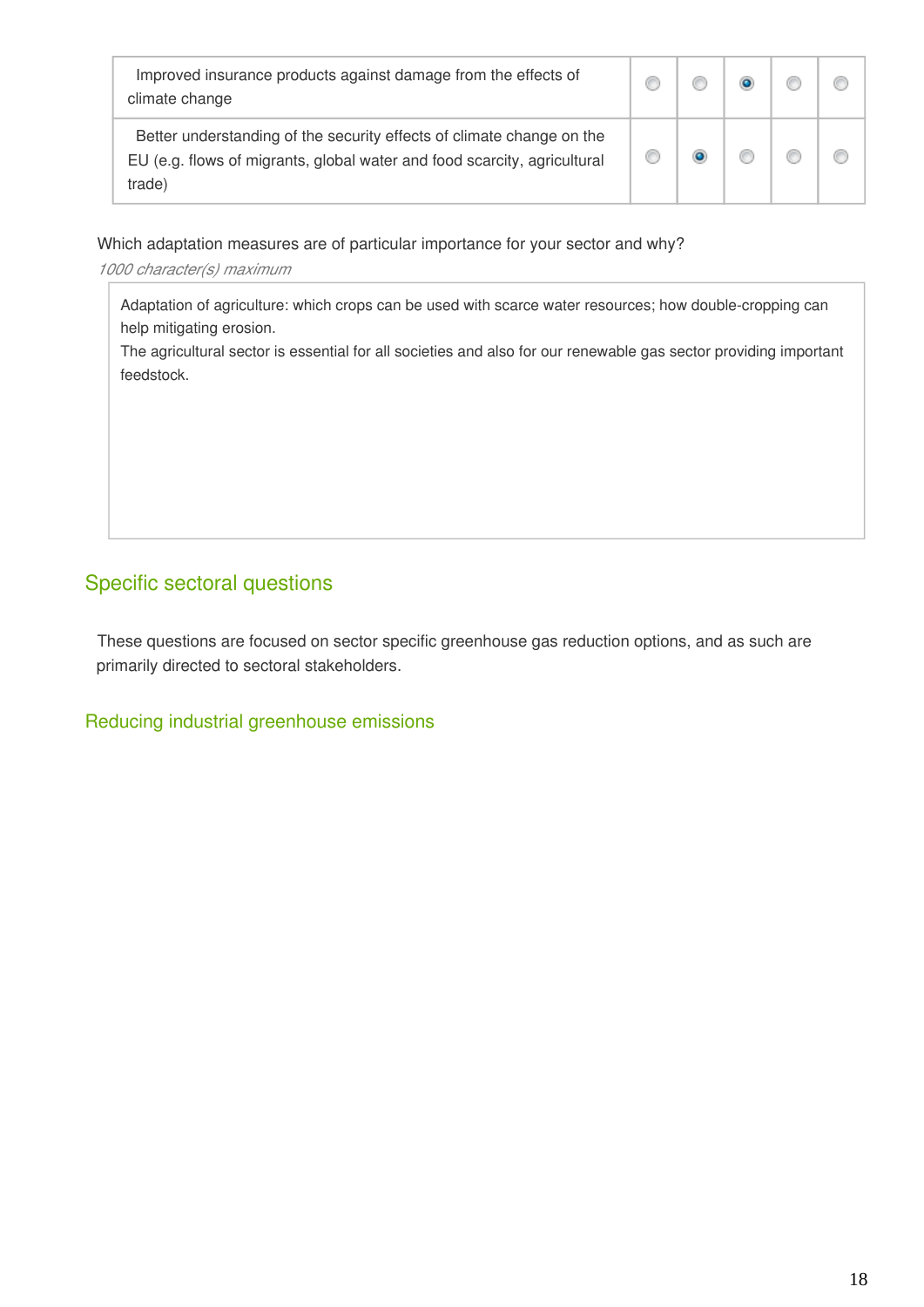| | | | | | |
|---|---|---|---|---|---|
| Improved insurance products against damage from the effects of climate change | ○ | ○ | ● | ○ | ○ |
| Better understanding of the security effects of climate change on the EU (e.g. flows of migrants, global water and food scarcity, agricultural trade) | ○ | ● | ○ | ○ | ○ |

Which adaptation measures are of particular importance for your sector and why?

*1000 character(s) maximum*

Adaptation of agriculture: which crops can be used with scarce water resources; how double-cropping can help mitigating erosion.
The agricultural sector is essential for all societies and also for our renewable gas sector providing important feedstock.

## Specific sectoral questions

These questions are focused on sector specific greenhouse gas reduction options, and as such are primarily directed to sectoral stakeholders.

### Reducing industrial greenhouse emissions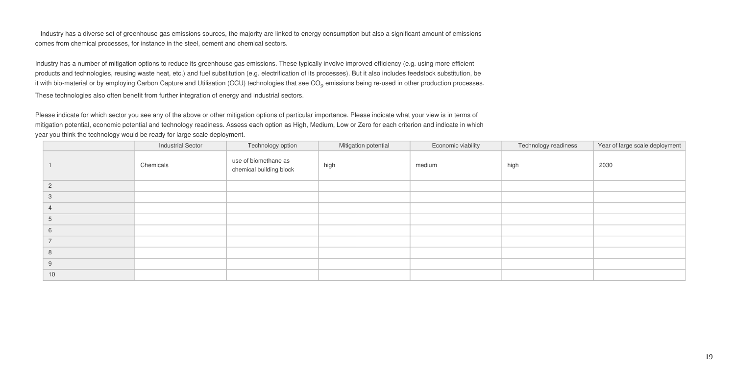Industry has a diverse set of greenhouse gas emissions sources, the majority are linked to energy consumption but also a significant amount of emissions comes from chemical processes, for instance in the steel, cement and chemical sectors.

Industry has a number of mitigation options to reduce its greenhouse gas emissions. These typically involve improved efficiency (e.g. using more efficient products and technologies, reusing waste heat, etc.) and fuel substitution (e.g. electrification of its processes). But it also includes feedstock substitution, be it with bio-material or by employing Carbon Capture and Utilisation (CCU) technologies that see $CO_2$ emissions being re-used in other production processes. These technologies also often benefit from further integration of energy and industrial sectors.

Please indicate for which sector you see any of the above or other mitigation options of particular importance. Please indicate what your view is in terms of mitigation potential, economic potential and technology readiness. Assess each option as High, Medium, Low or Zero for each criterion and indicate in which year you think the technology would be ready for large scale deployment.

| | Industrial Sector | Technology option | Mitigation potential | Economic viability | Technology readiness | Year of large scale deployment |
|---|---|---|---|---|---|---|
| 1 | Chemicals | use of biomethane as chemical building block | high | medium | high | 2030 |
| 2 | | | | | | |
| 3 | | | | | | |
| 4 | | | | | | |
| 5 | | | | | | |
| 6 | | | | | | |
| 7 | | | | | | |
| 8 | | | | | | |
| 9 | | | | | | |
| 10 | | | | | | |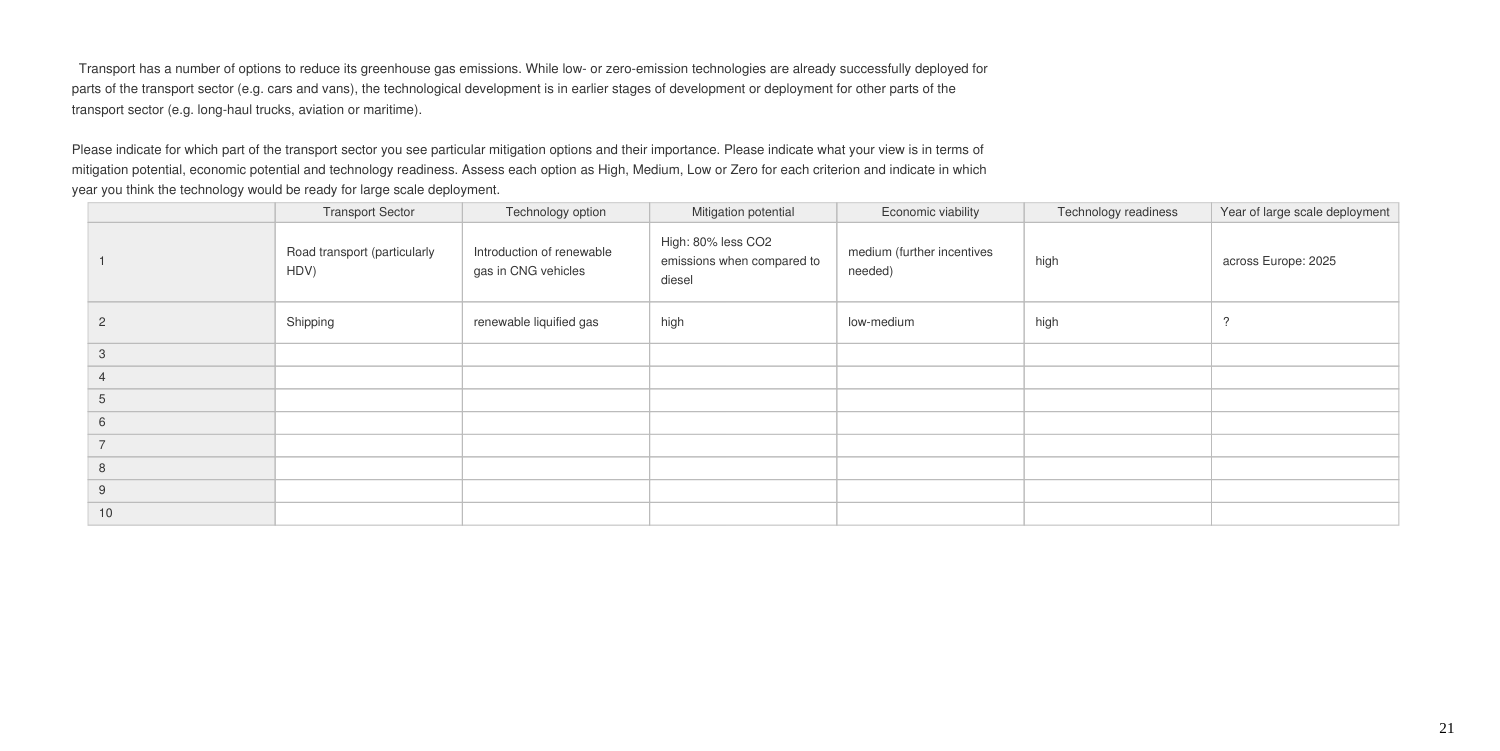Transport has a number of options to reduce its greenhouse gas emissions. While low- or zero-emission technologies are already successfully deployed for parts of the transport sector (e.g. cars and vans), the technological development is in earlier stages of development or deployment for other parts of the transport sector (e.g. long-haul trucks, aviation or maritime).

Please indicate for which part of the transport sector you see particular mitigation options and their importance. Please indicate what your view is in terms of mitigation potential, economic potential and technology readiness. Assess each option as High, Medium, Low or Zero for each criterion and indicate in which year you think the technology would be ready for large scale deployment.

| | Transport Sector | Technology option | Mitigation potential | Economic viability | Technology readiness | Year of large scale deployment |
|---|---|---|---|---|---|---|
| 1 | Road transport (particularly HDV) | Introduction of renewable gas in CNG vehicles | High: 80% less $CO_2$ emissions when compared to diesel | medium (further incentives needed) | high | across Europe: 2025 |
| 2 | Shipping | renewable liquified gas | high | low-medium | high | ? |
| 3 | | | | | | |
| 4 | | | | | | |
| 5 | | | | | | |
| 6 | | | | | | |
| 7 | | | | | | |
| 8 | | | | | | |
| 9 | | | | | | |
| 10 | | | | | | |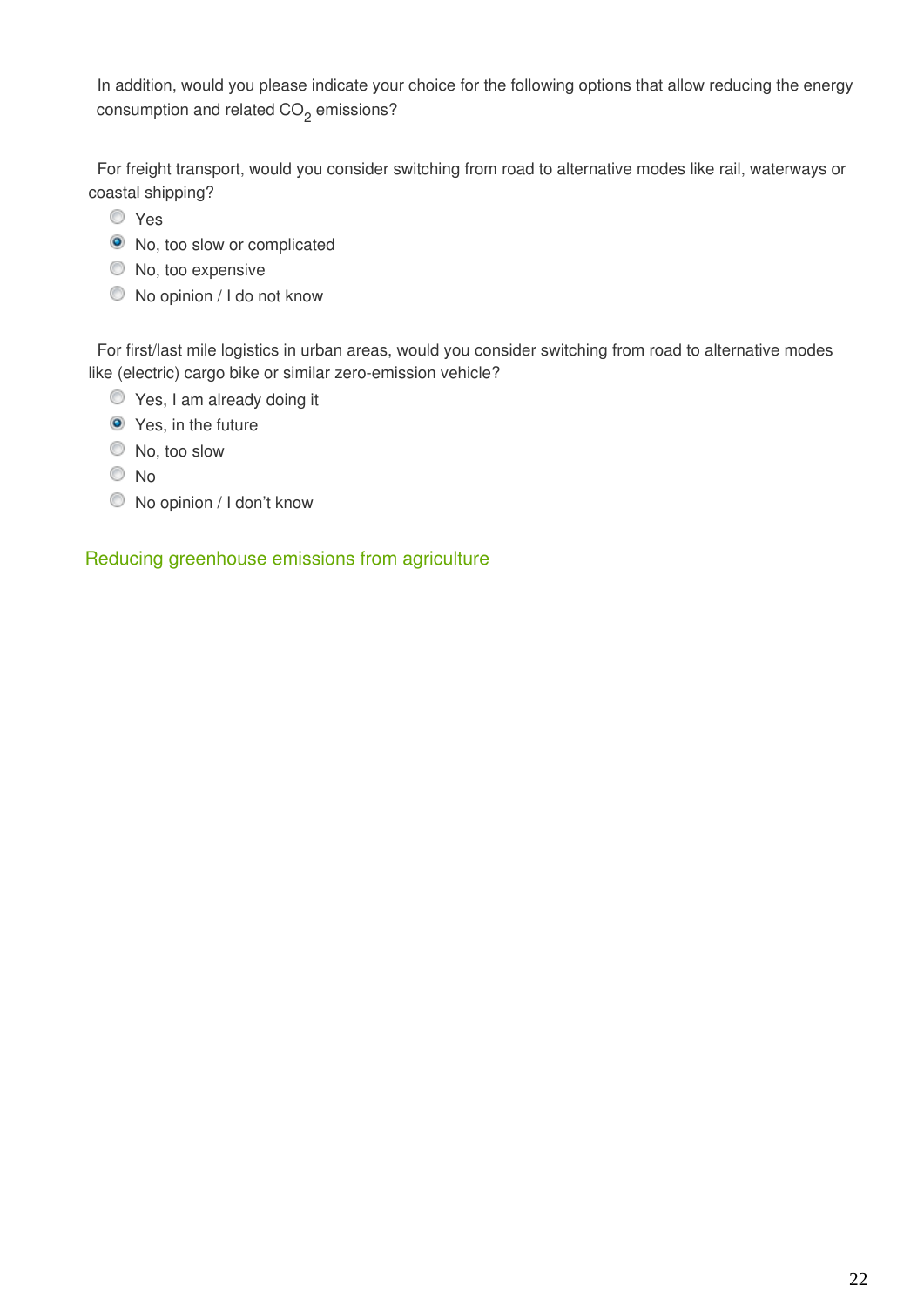In addition, would you please indicate your choice for the following options that allow reducing the energy consumption and related $CO_2$ emissions?

For freight transport, would you consider switching from road to alternative modes like rail, waterways or coastal shipping?

- ○ Yes
- ● No, too slow or complicated
- ○ No, too expensive
- ○ No opinion / I do not know

For first/last mile logistics in urban areas, would you consider switching from road to alternative modes like (electric) cargo bike or similar zero-emission vehicle?

- ○ Yes, I am already doing it
- ● Yes, in the future
- ○ No, too slow
- ○ No
- ○ No opinion / I don't know

## Reducing greenhouse emissions from agriculture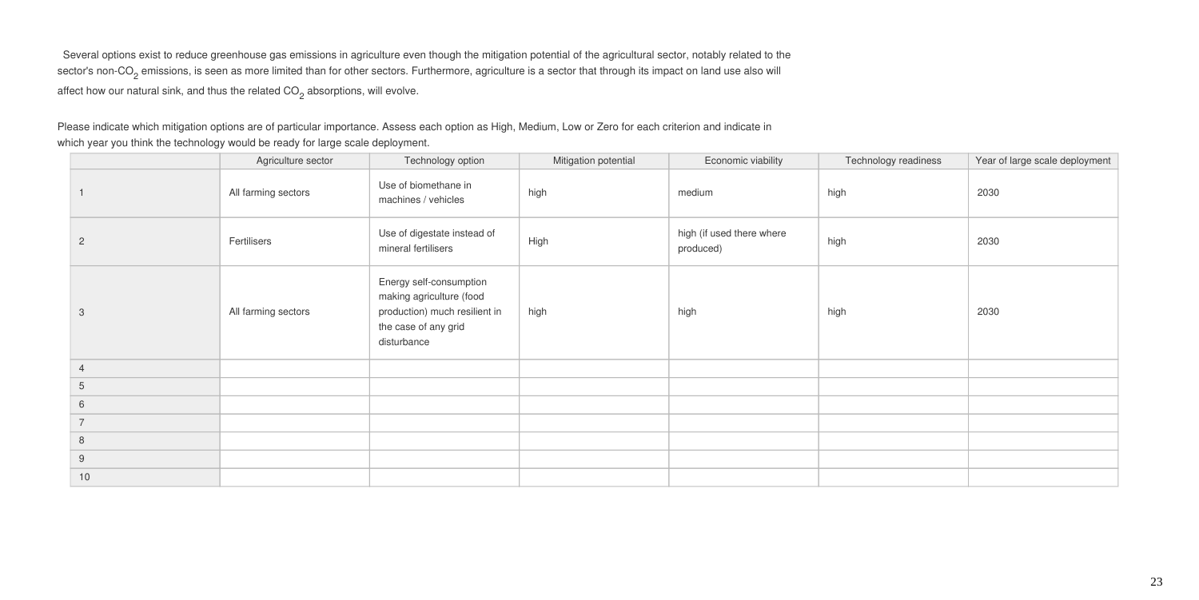Several options exist to reduce greenhouse gas emissions in agriculture even though the mitigation potential of the agricultural sector, notably related to the sector's non-$CO_2$ emissions, is seen as more limited than for other sectors. Furthermore, agriculture is a sector that through its impact on land use also will affect how our natural sink, and thus the related $CO_2$ absorptions, will evolve.

Please indicate which mitigation options are of particular importance. Assess each option as High, Medium, Low or Zero for each criterion and indicate in which year you think the technology would be ready for large scale deployment.

| | Agriculture sector | Technology option | Mitigation potential | Economic viability | Technology readiness | Year of large scale deployment |
|---|---|---|---|---|---|---|
| 1 | All farming sectors | Use of biomethane in machines / vehicles | high | medium | high | 2030 |
| 2 | Fertilisers | Use of digestate instead of mineral fertilisers | High | high (if used there where produced) | high | 2030 |
| 3 | All farming sectors | Energy self-consumption making agriculture (food production) much resilient in the case of any grid disturbance | high | high | high | 2030 |
| 4 | | | | | | |
| 5 | | | | | | |
| 6 | | | | | | |
| 7 | | | | | | |
| 8 | | | | | | |
| 9 | | | | | | |
| 10 | | | | | | |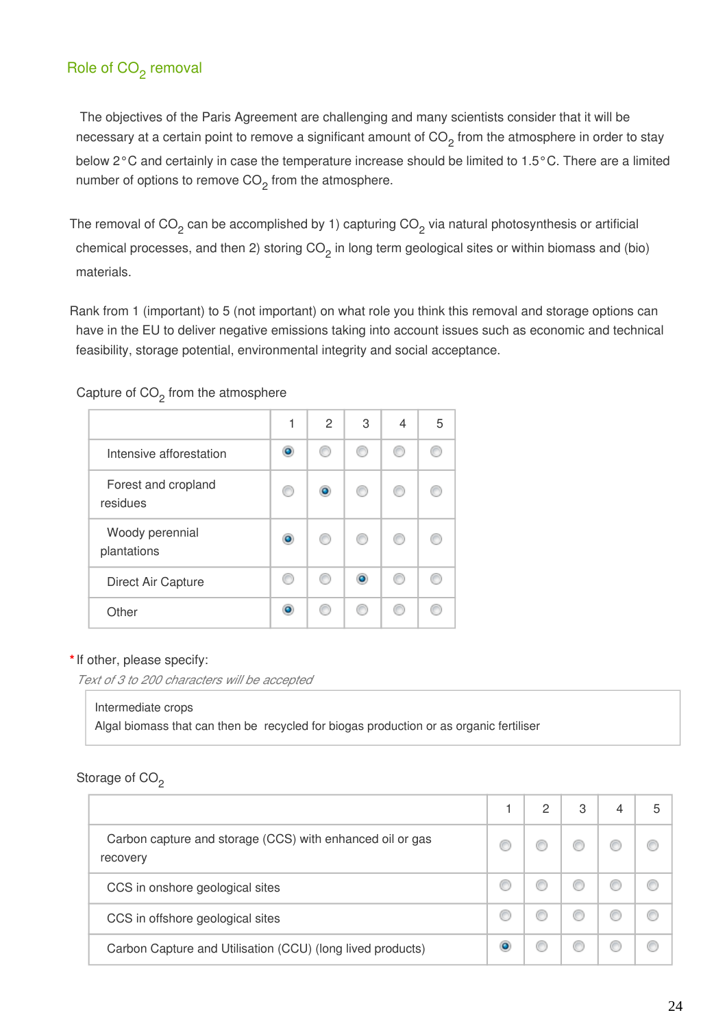## Role of $CO_2$ removal

The objectives of the Paris Agreement are challenging and many scientists consider that it will be necessary at a certain point to remove a significant amount of $CO_2$ from the atmosphere in order to stay below 2°C and certainly in case the temperature increase should be limited to 1.5°C. There are a limited number of options to remove $CO_2$ from the atmosphere.

The removal of $CO_2$ can be accomplished by 1) capturing $CO_2$ via natural photosynthesis or artificial chemical processes, and then 2) storing $CO_2$ in long term geological sites or within biomass and (bio) materials.

Rank from 1 (important) to 5 (not important) on what role you think this removal and storage options can have in the EU to deliver negative emissions taking into account issues such as economic and technical feasibility, storage potential, environmental integrity and social acceptance.

Capture of $CO_2$ from the atmosphere

| | 1 | 2 | 3 | 4 | 5 |
|---|---|---|---|---|---|
| Intensive afforestation | X | | | | |
| Forest and cropland residues | | X | | | |
| Woody perennial plantations | X | | | | |
| Direct Air Capture | | | X | | |
| Other | X | | | | |

*If other, please specify:

*Text of 3 to 200 characters will be accepted*

Intermediate crops
Algal biomass that can then be recycled for biogas production or as organic fertiliser

Storage of $CO_2$

| | 1 | 2 | 3 | 4 | 5 |
|---|---|---|---|---|---|
| Carbon capture and storage (CCS) with enhanced oil or gas recovery | | | | | |
| CCS in onshore geological sites | | | | | |
| CCS in offshore geological sites | | | | | |
| Carbon Capture and Utilisation (CCU) (long lived products) | X | | | | |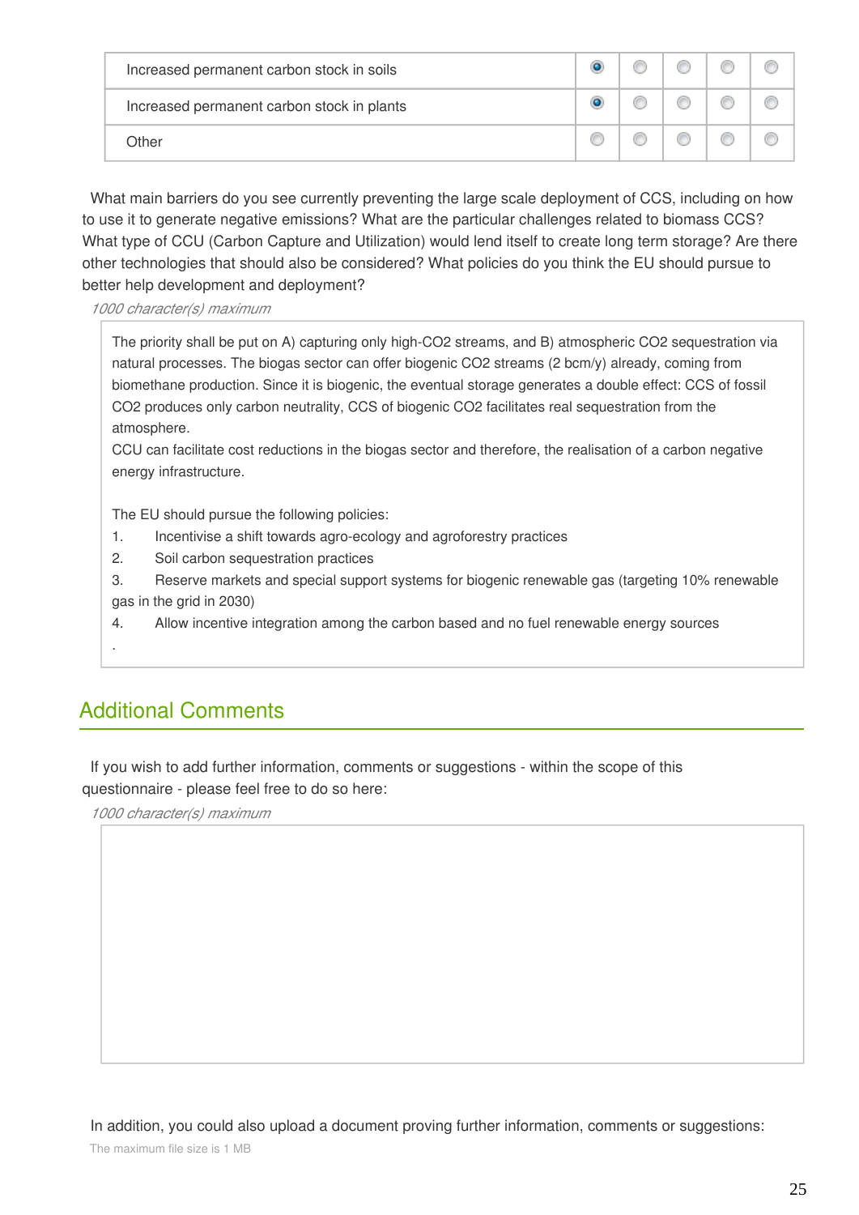| | | | | | |
|---|---|---|---|---|---|
| Increased permanent carbon stock in soils | ◉ | ○ | ○ | ○ | ○ |
| Increased permanent carbon stock in plants | ◉ | ○ | ○ | ○ | ○ |
| Other | ○ | ○ | ○ | ○ | ○ |

What main barriers do you see currently preventing the large scale deployment of CCS, including on how to use it to generate negative emissions? What are the particular challenges related to biomass CCS? What type of CCU (Carbon Capture and Utilization) would lend itself to create long term storage? Are there other technologies that should also be considered? What policies do you think the EU should pursue to better help development and deployment?

*1000 character(s) maximum*

The priority shall be put on A) capturing only high-$CO_2$ streams, and B) atmospheric $CO_2$ sequestration via natural processes. The biogas sector can offer biogenic $CO_2$ streams (2 bcm/y) already, coming from biomethane production. Since it is biogenic, the eventual storage generates a double effect: CCS of fossil $CO_2$ produces only carbon neutrality, CCS of biogenic $CO_2$ facilitates real sequestration from the atmosphere.
CCU can facilitate cost reductions in the biogas sector and therefore, the realisation of a carbon negative energy infrastructure.

The EU should pursue the following policies:

1. Incentivise a shift towards agro-ecology and agroforestry practices
2. Soil carbon sequestration practices
3. Reserve markets and special support systems for biogenic renewable gas (targeting 10% renewable gas in the grid in 2030)
4. Allow incentive integration among the carbon based and no fuel renewable energy sources

.

## Additional Comments

If you wish to add further information, comments or suggestions - within the scope of this questionnaire - please feel free to do so here:

*1000 character(s) maximum*

In addition, you could also upload a document proving further information, comments or suggestions:

The maximum file size is 1 MB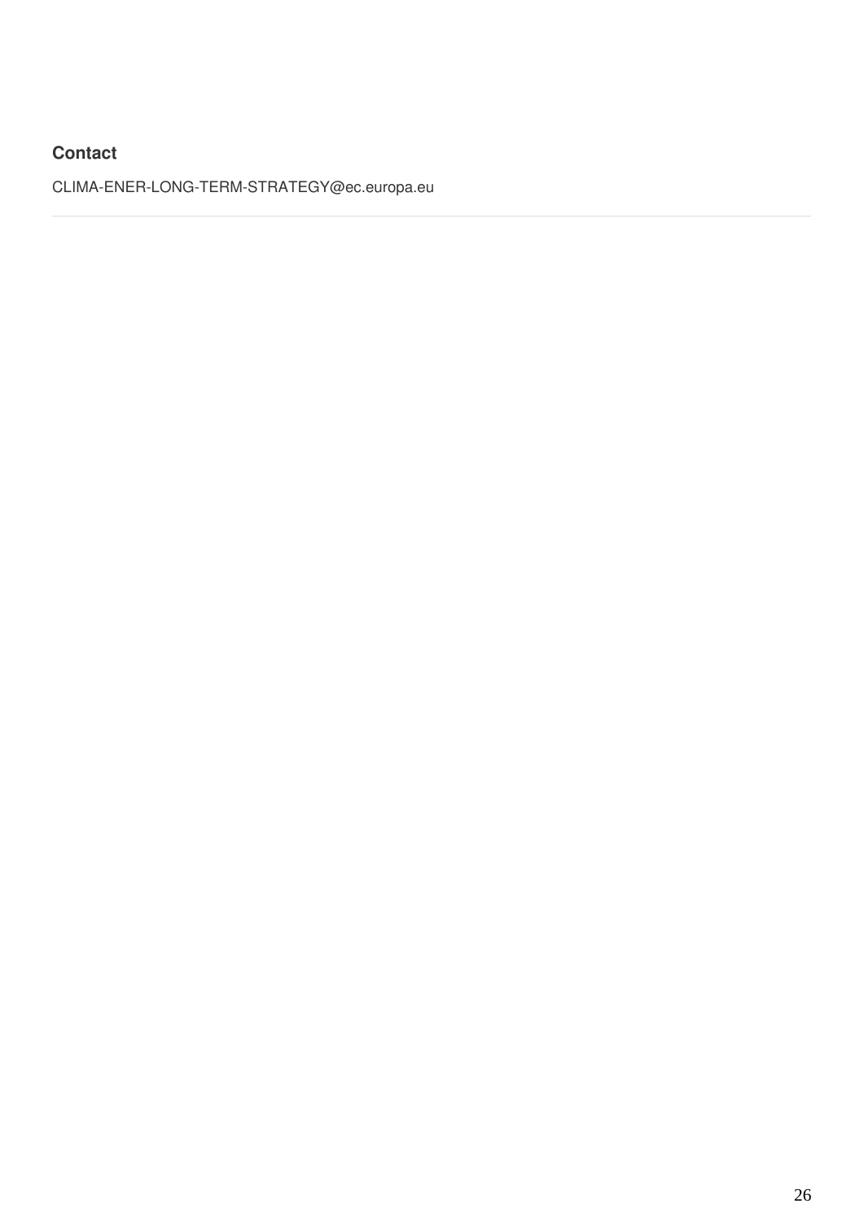**Contact**

CLIMA-ENER-LONG-TERM-STRATEGY@ec.europa.eu

---